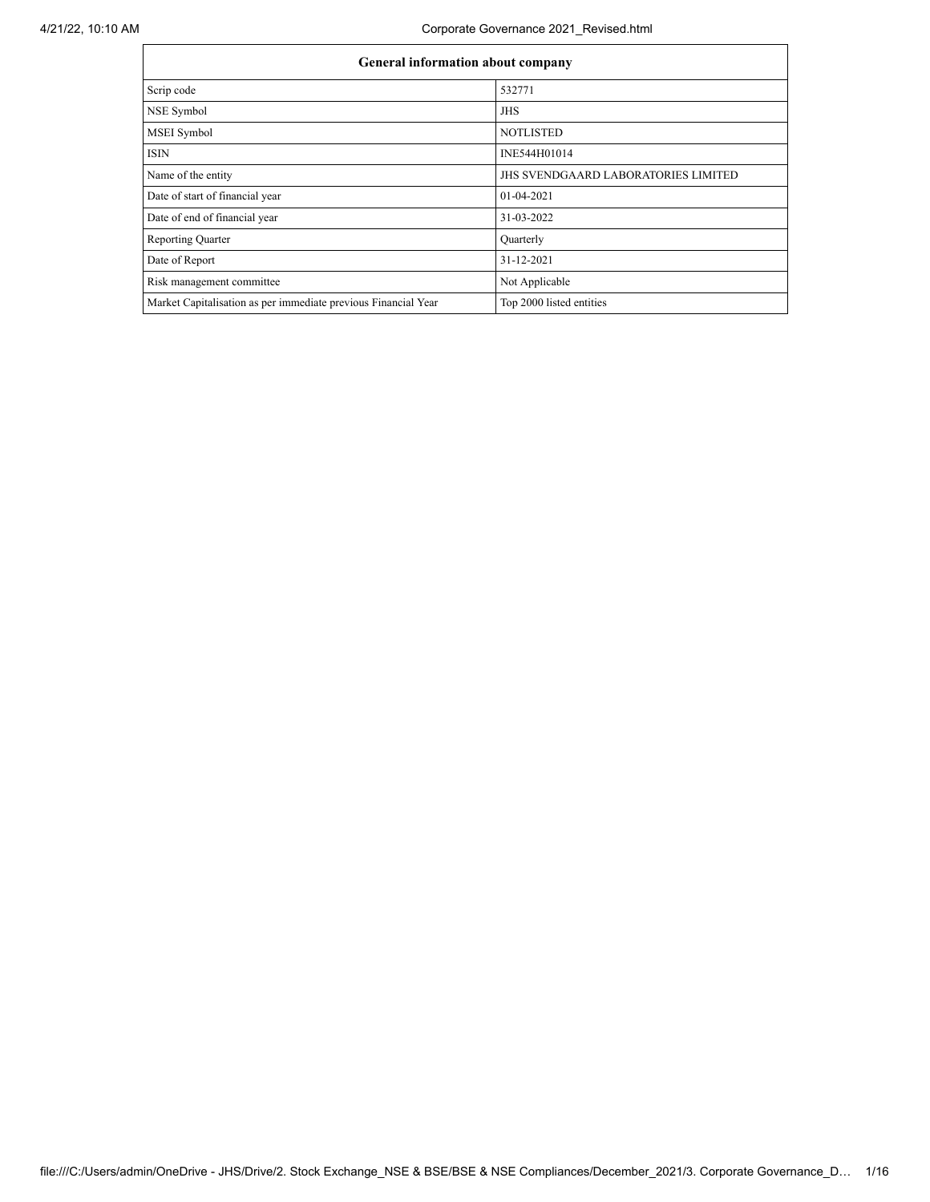| General information about company | |
|---|---|
| Scrip code | 532771 |
| NSE Symbol | JHS |
| MSEI Symbol | NOTLISTED |
| ISIN | INE544H01014 |
| Name of the entity | JHS SVENDGAARD LABORATORIES LIMITED |
| Date of start of financial year | 01-04-2021 |
| Date of end of financial year | 31-03-2022 |
| Reporting Quarter | Quarterly |
| Date of Report | 31-12-2021 |
| Risk management committee | Not Applicable |
| Market Capitalisation as per immediate previous Financial Year | Top 2000 listed entities |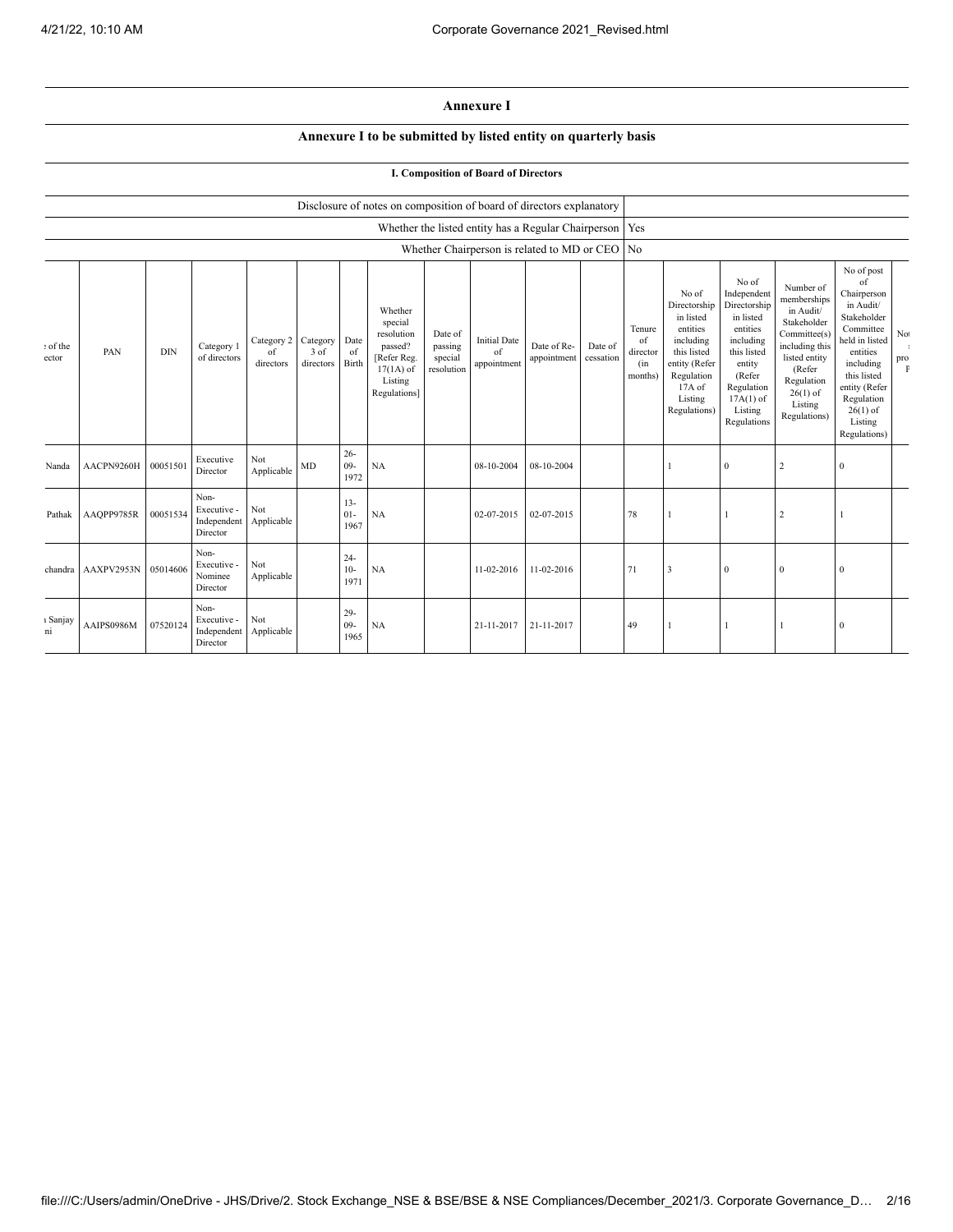## Annexure I

### Annexure I to be submitted by listed entity on quarterly basis

#### I. Composition of Board of Directors

| Disclosure of notes on composition of board of directors explanatory | |
|---|---|
| Whether the listed entity has a Regular Chairperson | Yes |
| Whether Chairperson is related to MD or CEO | No |

| e of the ector | PAN | DIN | Category 1 of directors | Category 2 of directors | Category 3 of directors | Date of Birth | Whether special resolution passed? [Refer Reg. 17(1A) of Listing Regulations] | Date of passing special resolution | Initial Date of appointment | Date of Re-appointment | Date of cessation | Tenure of director (in months) | No of Directorship in listed entities including this listed entity (Refer Regulation 17A of Listing Regulations) | No of Independent Directorship in listed entities including this listed entity (Refer Regulation 17A(1) of Listing Regulations | Number of memberships in Audit/ Stakeholder Committee(s) including this listed entity (Refer Regulation 26(1) of Listing Regulations) | No of post of Chairperson in Audit/ Stakeholder Committee held in listed entities including this listed entity (Refer Regulation 26(1) of Listing Regulations) | No pro F |
|---|---|---|---|---|---|---|---|---|---|---|---|---|---|---|---|---|---|
| Nanda | AACPN9260H | 00051501 | Executive Director | Not Applicable | MD | 26-09-1972 | NA | | 08-10-2004 | 08-10-2004 | | | 1 | 0 | 2 | 0 | |
| Pathak | AAQPP9785R | 00051534 | Non-Executive - Independent Director | Not Applicable | | 13-01-1967 | NA | | 02-07-2015 | 02-07-2015 | | 78 | 1 | 1 | 2 | 1 | |
| chandra | AAXPV2953N | 05014606 | Non-Executive - Nominee Director | Not Applicable | | 24-10-1971 | NA | | 11-02-2016 | 11-02-2016 | | 71 | 3 | 0 | 0 | 0 | |
| i Sanjay ni | AAIPS0986M | 07520124 | Non-Executive - Independent Director | Not Applicable | | 29-09-1965 | NA | | 21-11-2017 | 21-11-2017 | | 49 | 1 | 1 | 1 | 0 | |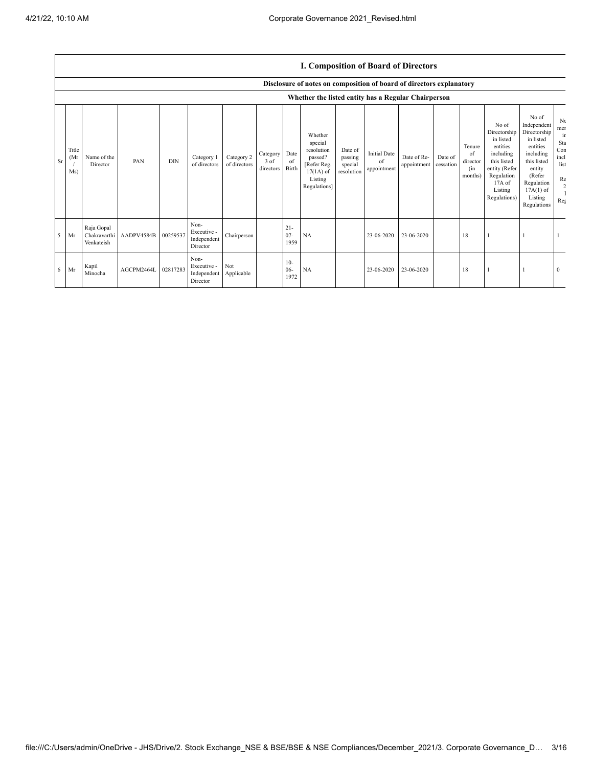# I. Composition of Board of Directors

## Disclosure of notes on composition of board of directors explanatory

### Whether the listed entity has a Regular Chairperson

| Sr | Title (Mr / Ms) | Name of the Director | PAN | DIN | Category 1 of directors | Category 2 of directors | Category 3 of directors | Date of Birth | Whether special resolution passed? [Refer Reg. 17(1A) of Listing Regulations] | Date of passing special resolution | Initial Date of appointment | Date of Re-appointment | Date of cessation | Tenure of director (in months) | No of Directorship in listed entities including this listed entity (Refer Regulation 17A of Listing Regulations) | No of Independent Directorship in listed entities including this listed entity (Refer Regulation 17A(1) of Listing Regulations | Nu mer in Sta Con incl list Re 2 I Reg |
|---|---|---|---|---|---|---|---|---|---|---|---|---|---|---|---|---|---|
| 5 | Mr | Raja Gopal Chakravarthi Venkateish | AADPV4584B | 00259537 | Non-Executive - Independent Director | Chairperson | | 21-07-1959 | NA | | 23-06-2020 | 23-06-2020 | | 18 | 1 | 1 | 1 |
| 6 | Mr | Kapil Minocha | AGCPM2464L | 02817283 | Non-Executive - Independent Director | Not Applicable | | 10-06-1972 | NA | | 23-06-2020 | 23-06-2020 | | 18 | 1 | 1 | 0 |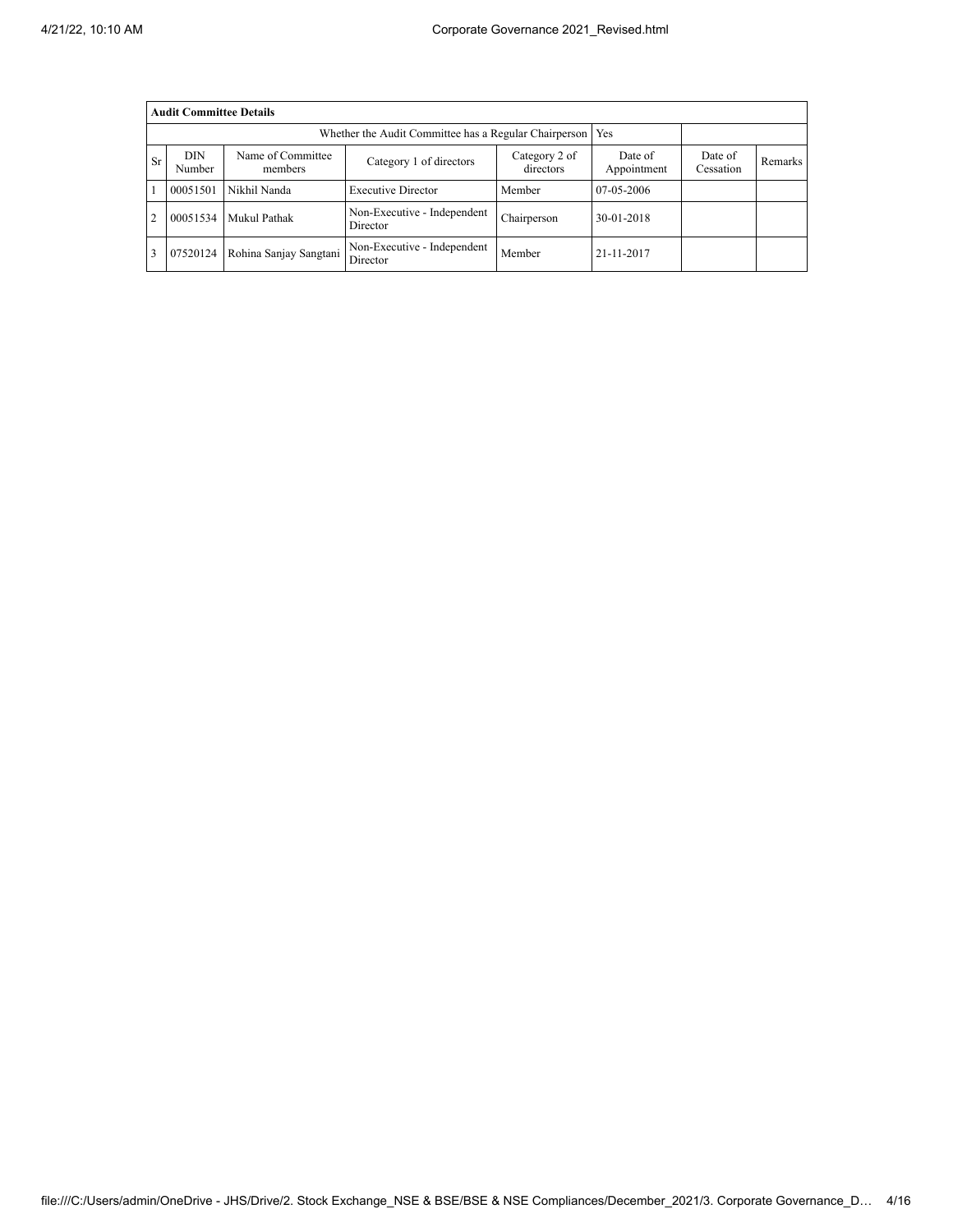| Audit Committee Details | | | | | | | |
|---|---|---|---|---|---|---|---|
| Whether the Audit Committee has a Regular Chairperson | | | | | Yes | | |
| Sr | DIN Number | Name of Committee members | Category 1 of directors | Category 2 of directors | Date of Appointment | Date of Cessation | Remarks |
| 1 | 00051501 | Nikhil Nanda | Executive Director | Member | 07-05-2006 | | |
| 2 | 00051534 | Mukul Pathak | Non-Executive - Independent Director | Chairperson | 30-01-2018 | | |
| 3 | 07520124 | Rohina Sanjay Sangtani | Non-Executive - Independent Director | Member | 21-11-2017 | | |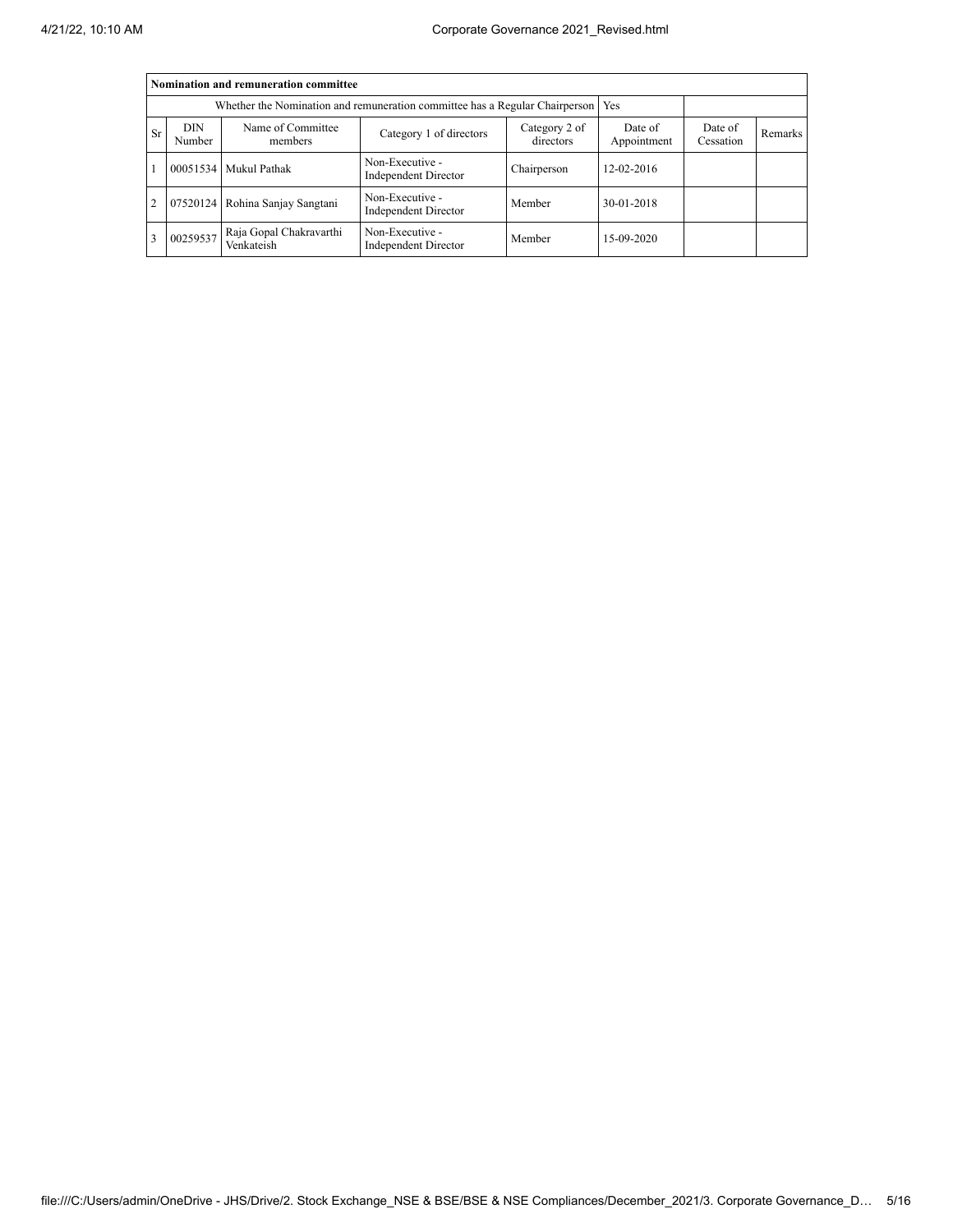| Nomination and remuneration committee | | | | | | | |
|---|---|---|---|---|---|---|---|
| Whether the Nomination and remuneration committee has a Regular Chairperson | | | | | Yes | | |
| Sr | DIN Number | Name of Committee members | Category 1 of directors | Category 2 of directors | Date of Appointment | Date of Cessation | Remarks |
| 1 | 00051534 | Mukul Pathak | Non-Executive - Independent Director | Chairperson | 12-02-2016 | | |
| 2 | 07520124 | Rohina Sanjay Sangtani | Non-Executive - Independent Director | Member | 30-01-2018 | | |
| 3 | 00259537 | Raja Gopal Chakravarthi Venkateish | Non-Executive - Independent Director | Member | 15-09-2020 | | |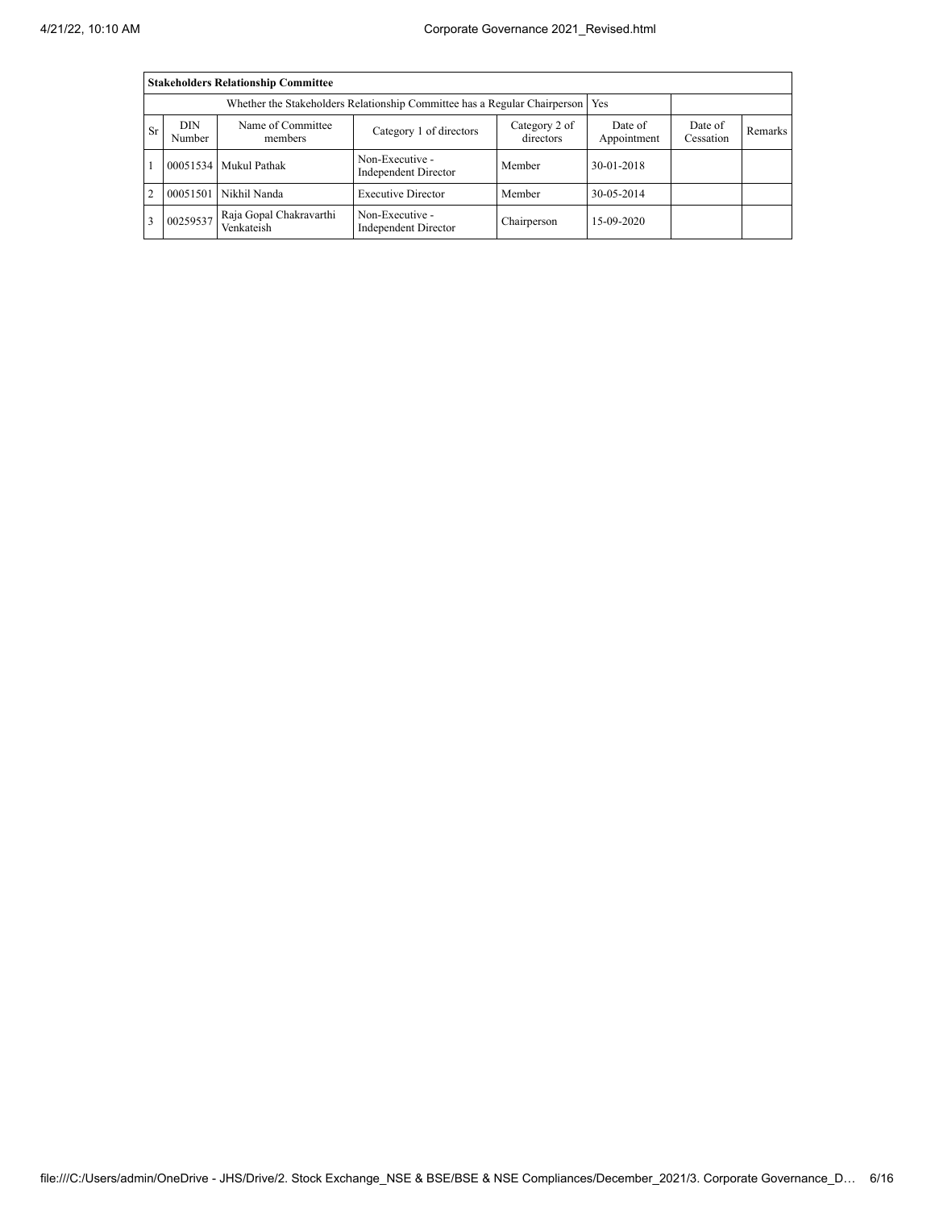| Stakeholders Relationship Committee | | | | | | | |
|---|---|---|---|---|---|---|---|
| Whether the Stakeholders Relationship Committee has a Regular Chairperson | | | | | Yes | | |
| Sr | DIN Number | Name of Committee members | Category 1 of directors | Category 2 of directors | Date of Appointment | Date of Cessation | Remarks |
| 1 | 00051534 | Mukul Pathak | Non-Executive - Independent Director | Member | 30-01-2018 | | |
| 2 | 00051501 | Nikhil Nanda | Executive Director | Member | 30-05-2014 | | |
| 3 | 00259537 | Raja Gopal Chakravarthi Venkateish | Non-Executive - Independent Director | Chairperson | 15-09-2020 | | |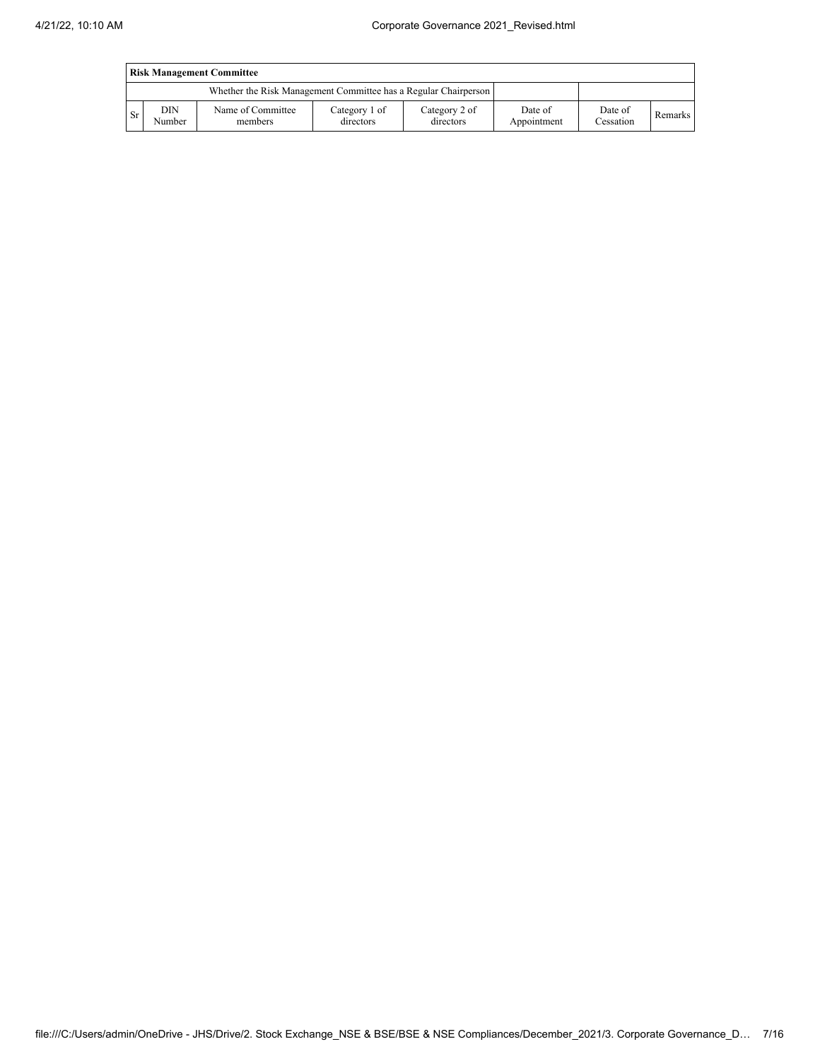| Risk Management Committee | | | | | | | |
|---|---|---|---|---|---|---|---|
| Whether the Risk Management Committee has a Regular Chairperson | | | | | | | |
| Sr | DIN Number | Name of Committee members | Category 1 of directors | Category 2 of directors | Date of Appointment | Date of Cessation | Remarks |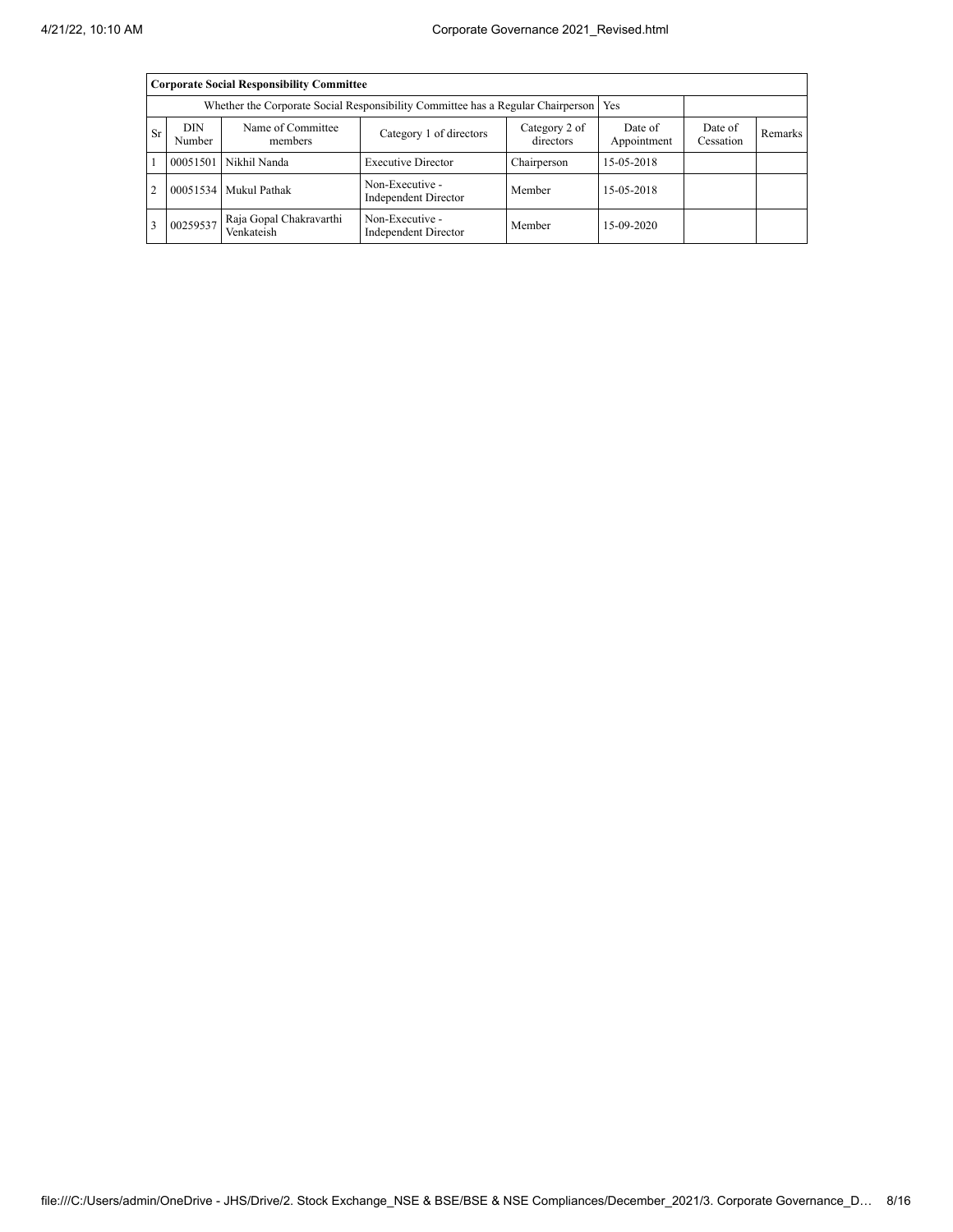| Corporate Social Responsibility Committee | | | | | | | |
|---|---|---|---|---|---|---|---|
| Whether the Corporate Social Responsibility Committee has a Regular Chairperson | | | | | Yes | | |
| Sr | DIN Number | Name of Committee members | Category 1 of directors | Category 2 of directors | Date of Appointment | Date of Cessation | Remarks |
| 1 | 00051501 | Nikhil Nanda | Executive Director | Chairperson | 15-05-2018 | | |
| 2 | 00051534 | Mukul Pathak | Non-Executive - Independent Director | Member | 15-05-2018 | | |
| 3 | 00259537 | Raja Gopal Chakravarthi Venkateish | Non-Executive - Independent Director | Member | 15-09-2020 | | |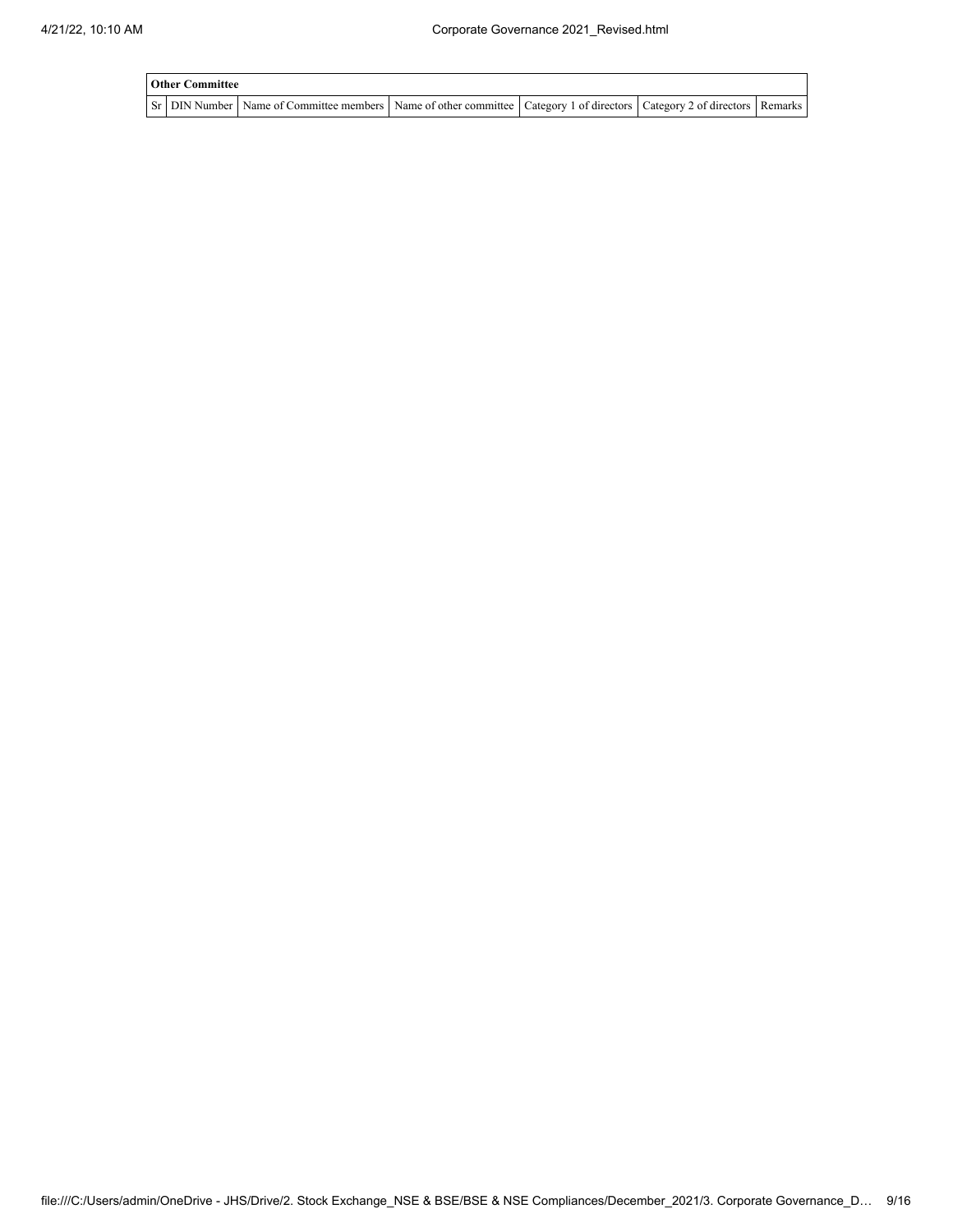**Other Committee**

| Sr | DIN Number | Name of Committee members | Name of other committee | Category 1 of directors | Category 2 of directors | Remarks |
|---|---|---|---|---|---|---|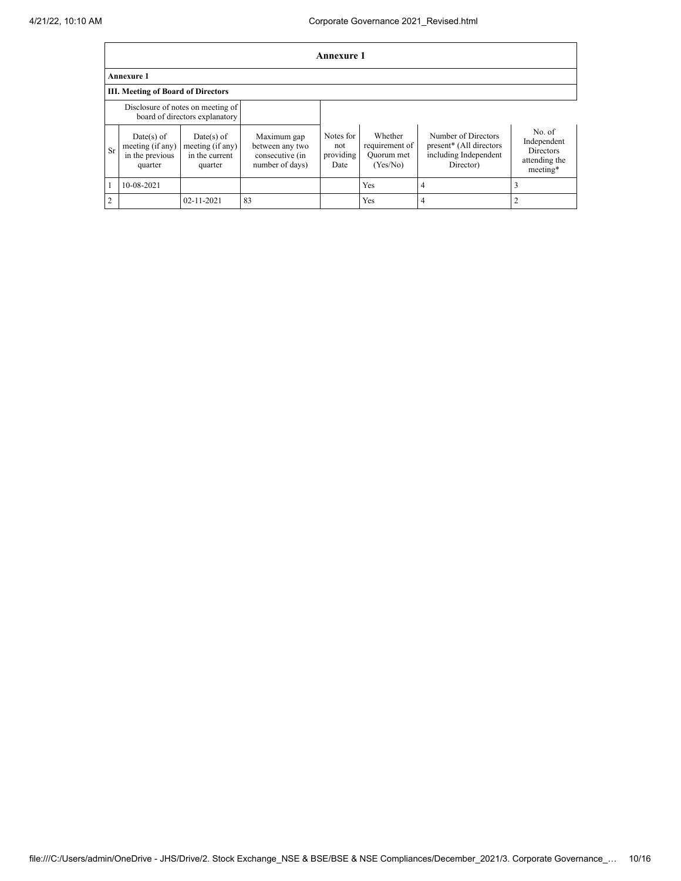## Annexure 1

**Annexure 1**

**III. Meeting of Board of Directors**

| Disclosure of notes on meeting of board of directors explanatory | | | | | | | |
|---|---|---|---|---|---|---|---|
| Sr | Date(s) of meeting (if any) in the previous quarter | Date(s) of meeting (if any) in the current quarter | Maximum gap between any two consecutive (in number of days) | Notes for not providing Date | Whether requirement of Quorum met (Yes/No) | Number of Directors present* (All directors including Independent Director) | No. of Independent Directors attending the meeting* |
| 1 | 10-08-2021 | | | | Yes | 4 | 3 |
| 2 | | 02-11-2021 | 83 | | Yes | 4 | 2 |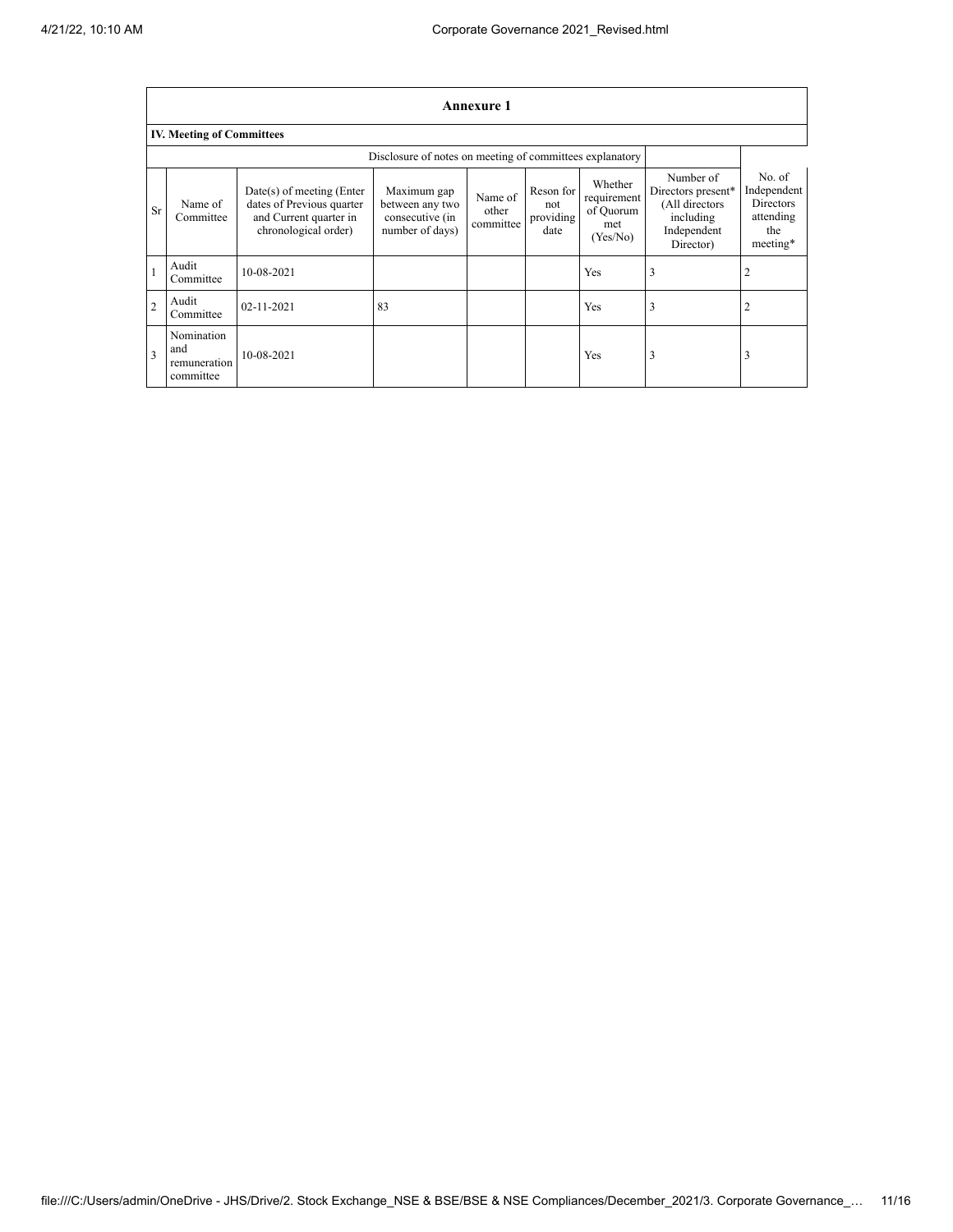## Annexure 1

### IV. Meeting of Committees

Disclosure of notes on meeting of committees explanatory

| Sr | Name of Committee | Date(s) of meeting (Enter dates of Previous quarter and Current quarter in chronological order) | Maximum gap between any two consecutive (in number of days) | Name of other committee | Reson for not providing date | Whether requirement of Quorum met (Yes/No) | Number of Directors present* (All directors including Independent Director) | No. of Independent Directors attending the meeting* |
|---|---|---|---|---|---|---|---|---|
| 1 | Audit Committee | 10-08-2021 | | | | Yes | 3 | 2 |
| 2 | Audit Committee | 02-11-2021 | 83 | | | Yes | 3 | 2 |
| 3 | Nomination and remuneration committee | 10-08-2021 | | | | Yes | 3 | 3 |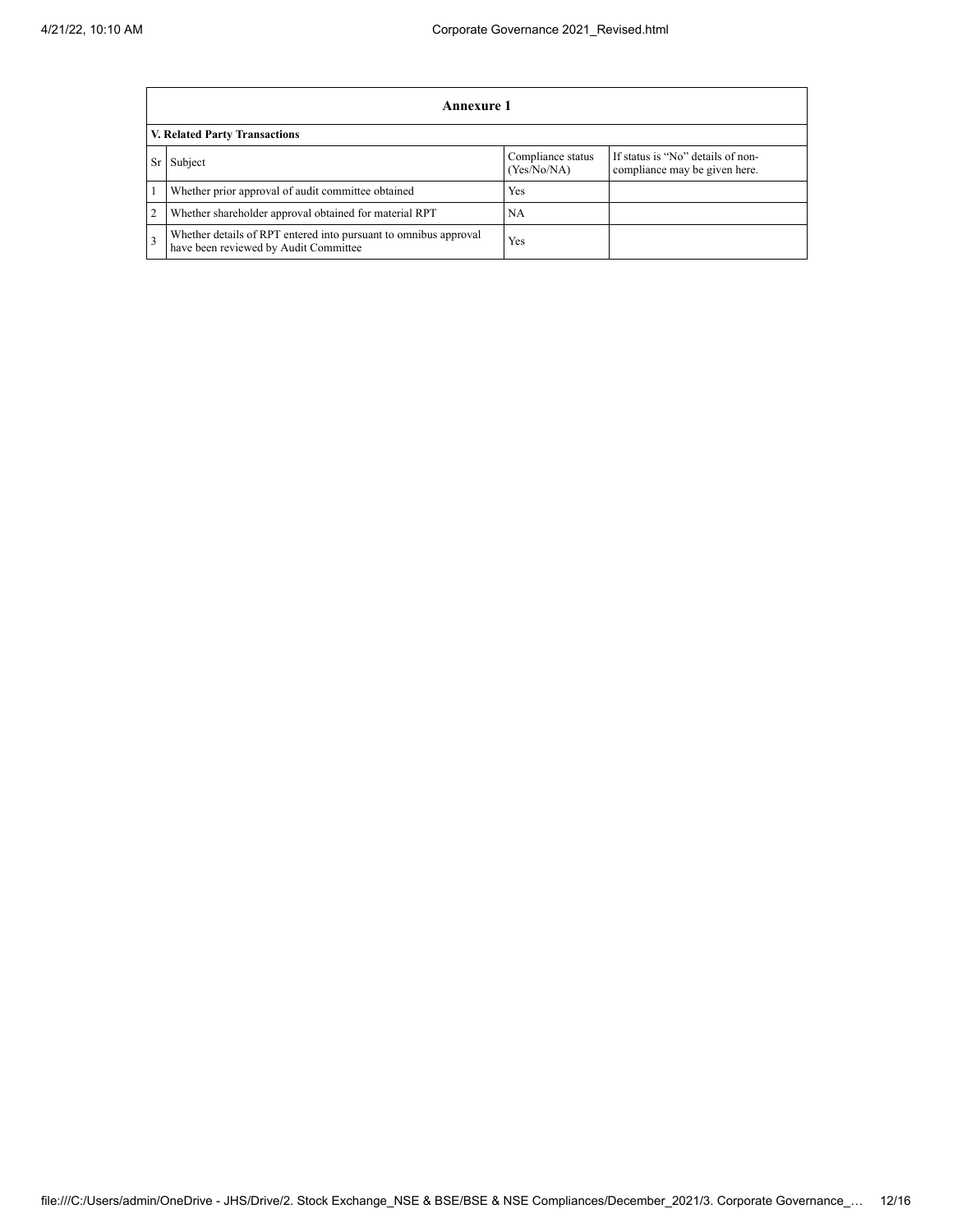## Annexure 1

### V. Related Party Transactions

| Sr | Subject | Compliance status (Yes/No/NA) | If status is "No" details of non-compliance may be given here. |
|---|---|---|---|
| 1 | Whether prior approval of audit committee obtained | Yes | |
| 2 | Whether shareholder approval obtained for material RPT | NA | |
| 3 | Whether details of RPT entered into pursuant to omnibus approval have been reviewed by Audit Committee | Yes | |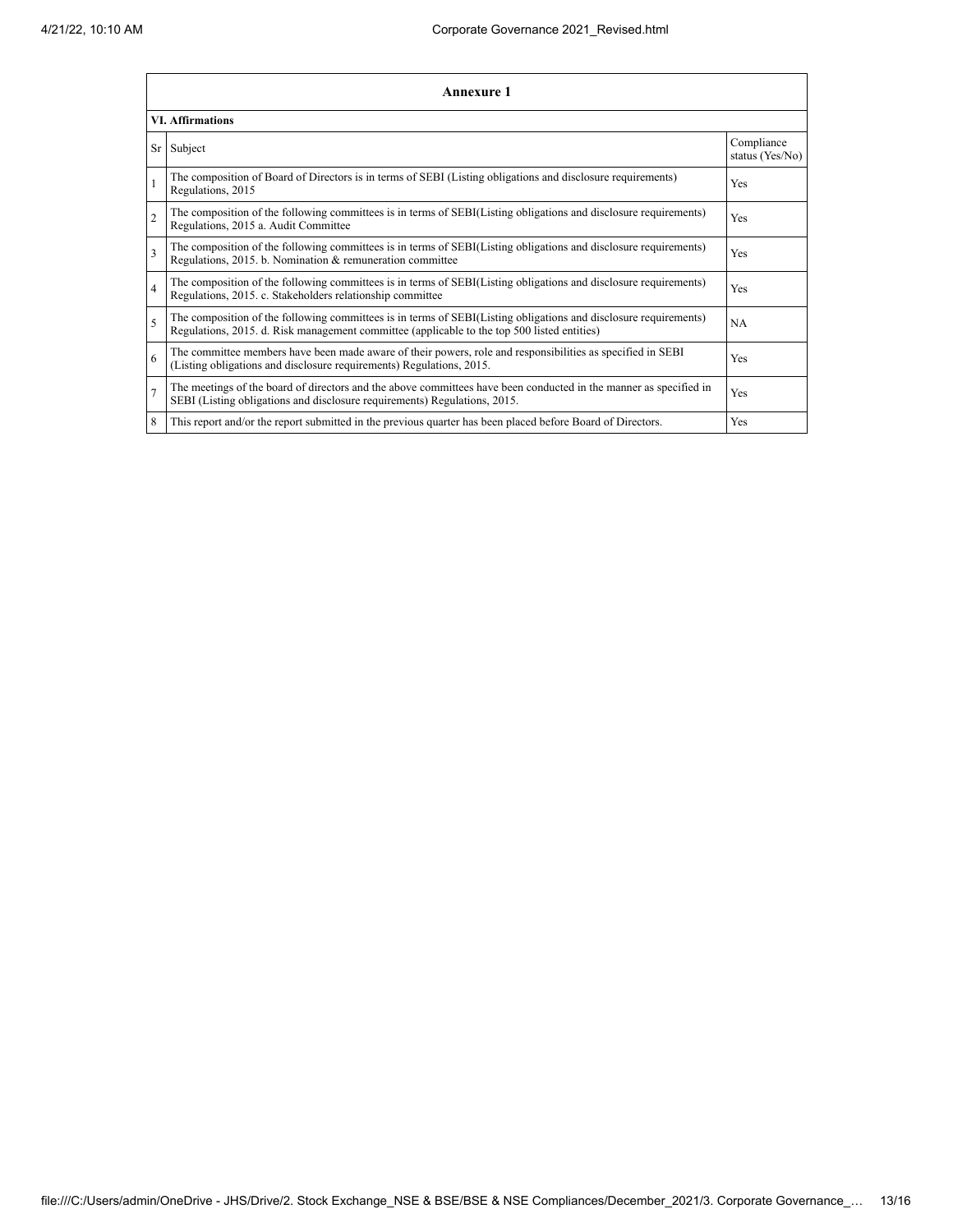## Annexure 1

### VI. Affirmations

| Sr | Subject | Compliance status (Yes/No) |
|---|---|---|
| 1 | The composition of Board of Directors is in terms of SEBI (Listing obligations and disclosure requirements) Regulations, 2015 | Yes |
| 2 | The composition of the following committees is in terms of SEBI(Listing obligations and disclosure requirements) Regulations, 2015 a. Audit Committee | Yes |
| 3 | The composition of the following committees is in terms of SEBI(Listing obligations and disclosure requirements) Regulations, 2015. b. Nomination & remuneration committee | Yes |
| 4 | The composition of the following committees is in terms of SEBI(Listing obligations and disclosure requirements) Regulations, 2015. c. Stakeholders relationship committee | Yes |
| 5 | The composition of the following committees is in terms of SEBI(Listing obligations and disclosure requirements) Regulations, 2015. d. Risk management committee (applicable to the top 500 listed entities) | NA |
| 6 | The committee members have been made aware of their powers, role and responsibilities as specified in SEBI (Listing obligations and disclosure requirements) Regulations, 2015. | Yes |
| 7 | The meetings of the board of directors and the above committees have been conducted in the manner as specified in SEBI (Listing obligations and disclosure requirements) Regulations, 2015. | Yes |
| 8 | This report and/or the report submitted in the previous quarter has been placed before Board of Directors. | Yes |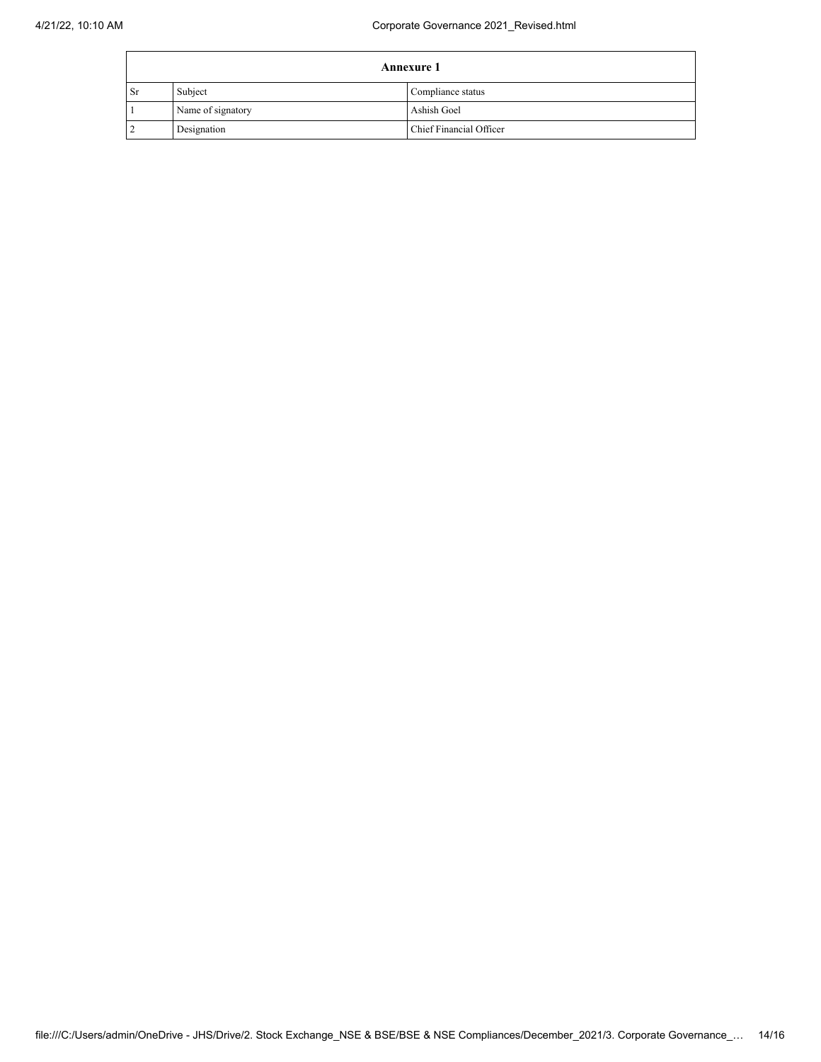| Annexure 1 | | |
|---|---|---|
| Sr | Subject | Compliance status |
| 1 | Name of signatory | Ashish Goel |
| 2 | Designation | Chief Financial Officer |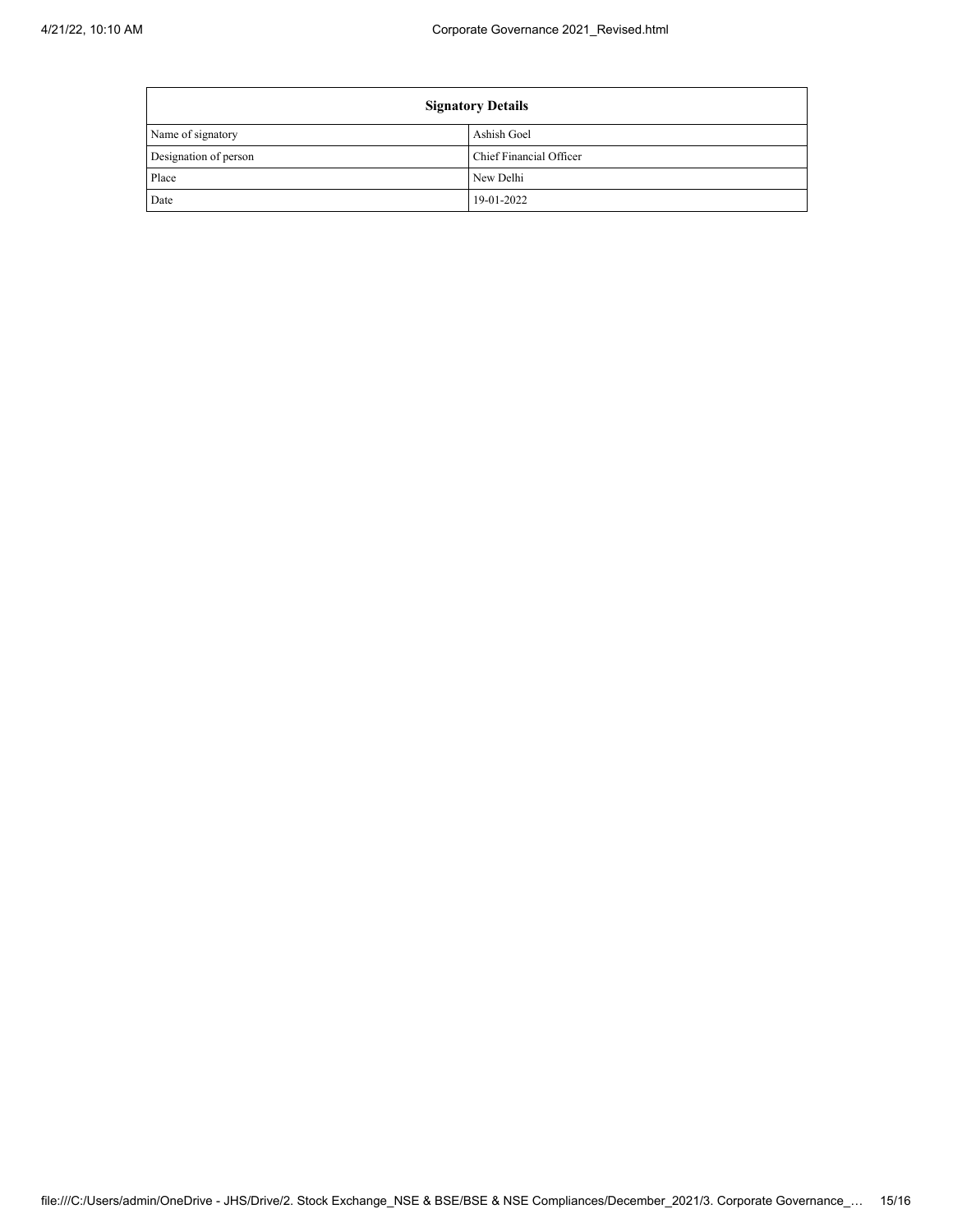| Signatory Details | |
|---|---|
| Name of signatory | Ashish Goel |
| Designation of person | Chief Financial Officer |
| Place | New Delhi |
| Date | 19-01-2022 |